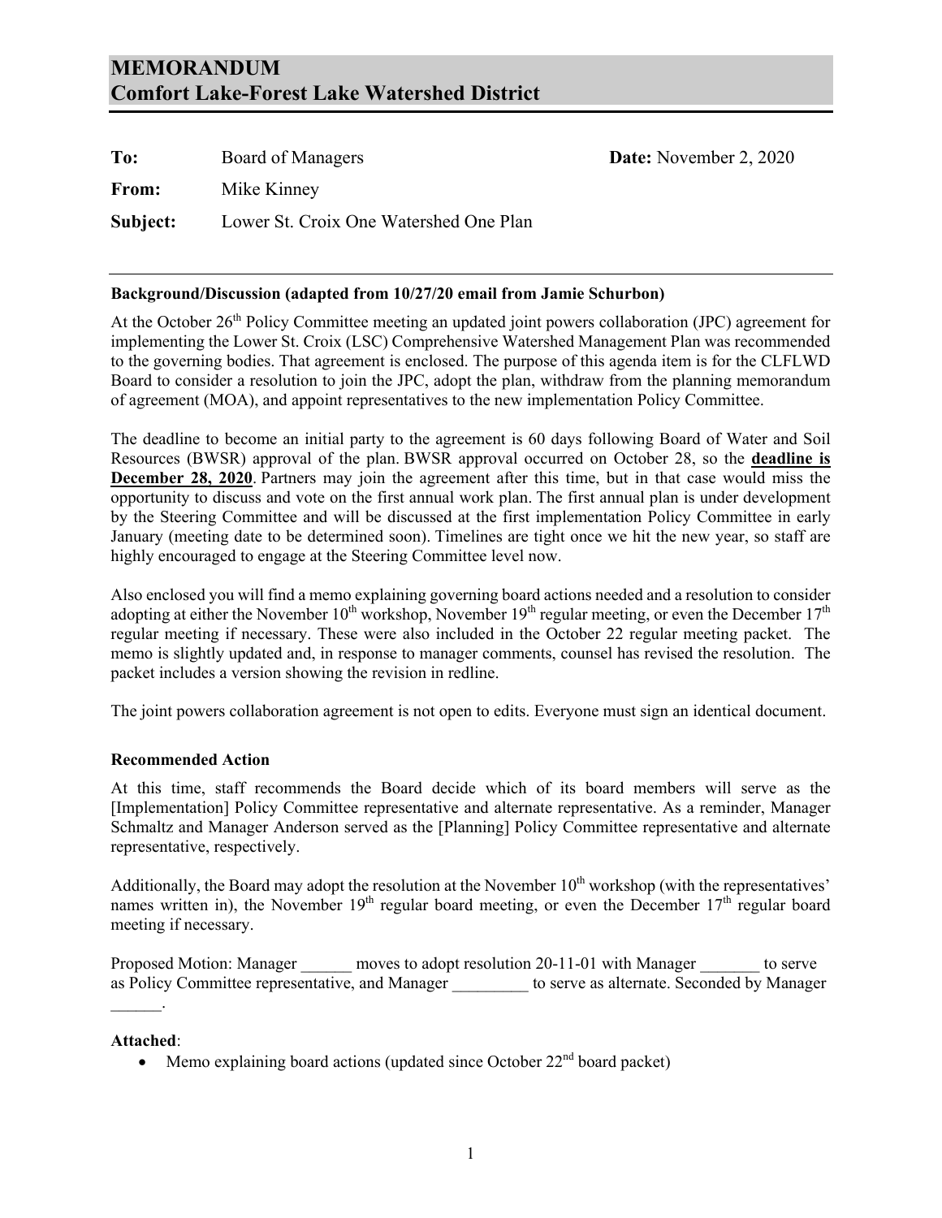# MEMORANDUM
# Comfort Lake-Forest Lake Watershed District

**To:** Board of Managers **Date:** November 2, 2020

**From:** Mike Kinney

**Subject:** Lower St. Croix One Watershed One Plan

---

**Background/Discussion (adapted from 10/27/20 email from Jamie Schurbon)**

At the October 26th Policy Committee meeting an updated joint powers collaboration (JPC) agreement for implementing the Lower St. Croix (LSC) Comprehensive Watershed Management Plan was recommended to the governing bodies. That agreement is enclosed. The purpose of this agenda item is for the CLFLWD Board to consider a resolution to join the JPC, adopt the plan, withdraw from the planning memorandum of agreement (MOA), and appoint representatives to the new implementation Policy Committee.

The deadline to become an initial party to the agreement is 60 days following Board of Water and Soil Resources (BWSR) approval of the plan. BWSR approval occurred on October 28, so the **deadline is December 28, 2020**. Partners may join the agreement after this time, but in that case would miss the opportunity to discuss and vote on the first annual work plan. The first annual plan is under development by the Steering Committee and will be discussed at the first implementation Policy Committee in early January (meeting date to be determined soon). Timelines are tight once we hit the new year, so staff are highly encouraged to engage at the Steering Committee level now.

Also enclosed you will find a memo explaining governing board actions needed and a resolution to consider adopting at either the November 10th workshop, November 19th regular meeting, or even the December 17th regular meeting if necessary. These were also included in the October 22 regular meeting packet. The memo is slightly updated and, in response to manager comments, counsel has revised the resolution. The packet includes a version showing the revision in redline.

The joint powers collaboration agreement is not open to edits. Everyone must sign an identical document.

**Recommended Action**

At this time, staff recommends the Board decide which of its board members will serve as the [Implementation] Policy Committee representative and alternate representative. As a reminder, Manager Schmaltz and Manager Anderson served as the [Planning] Policy Committee representative and alternate representative, respectively.

Additionally, the Board may adopt the resolution at the November 10th workshop (with the representatives' names written in), the November 19th regular board meeting, or even the December 17th regular board meeting if necessary.

Proposed Motion: Manager ______ moves to adopt resolution 20-11-01 with Manager _______ to serve as Policy Committee representative, and Manager _________ to serve as alternate. Seconded by Manager ______.

**Attached**:

- Memo explaining board actions (updated since October 22nd board packet)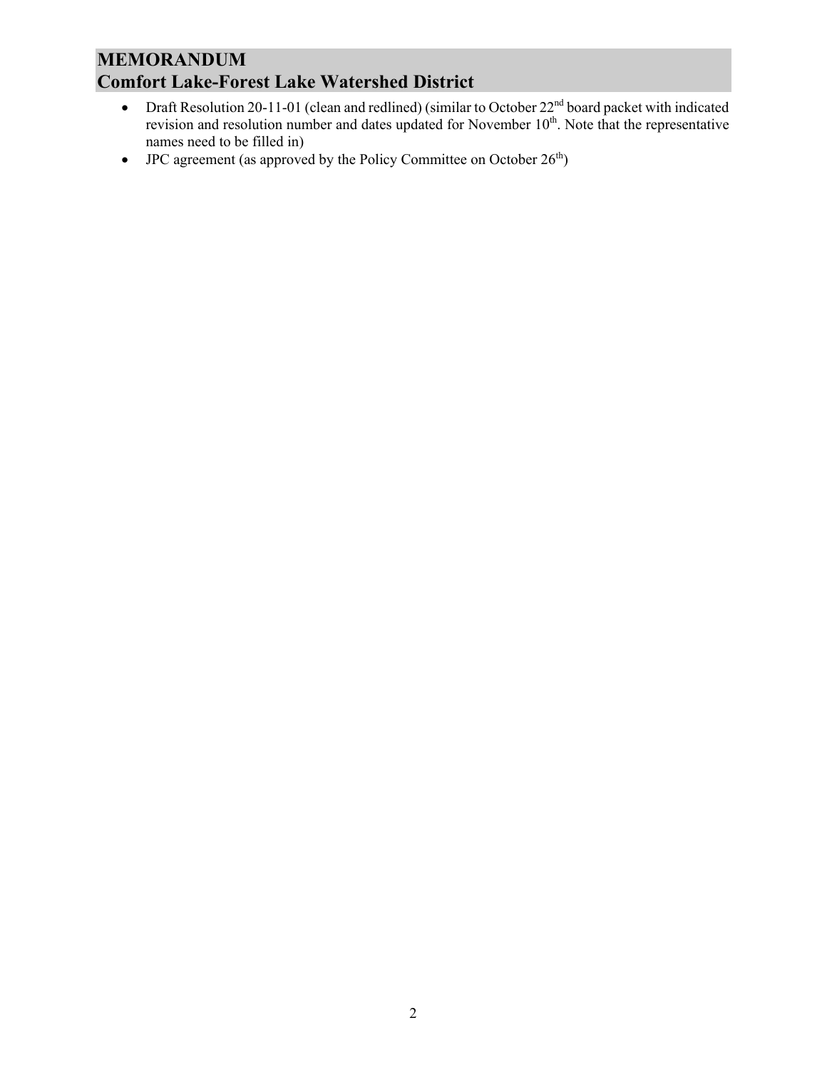- Draft Resolution 20-11-01 (clean and redlined) (similar to October 22nd board packet with indicated revision and resolution number and dates updated for November 10th. Note that the representative names need to be filled in)
- JPC agreement (as approved by the Policy Committee on October 26th)